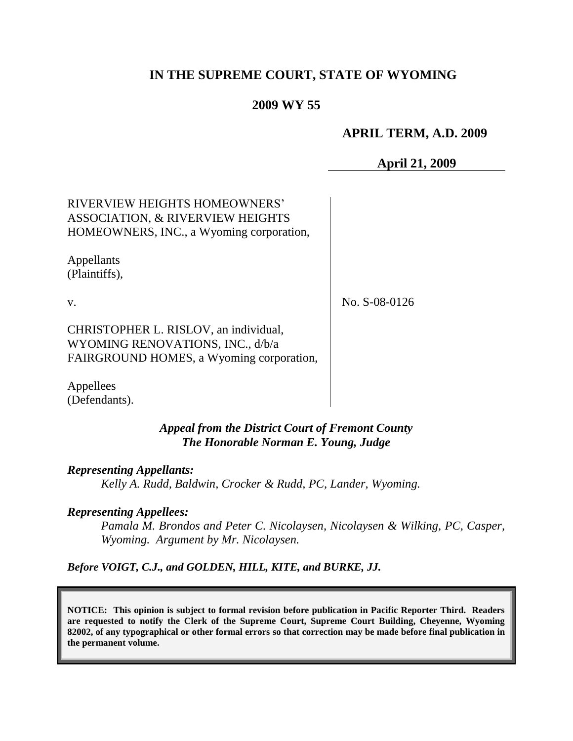**IN THE SUPREME COURT, STATE OF WYOMING**

**2009 WY 55**

**APRIL TERM, A.D. 2009**

**April 21, 2009**

RIVERVIEW HEIGHTS HOMEOWNERS' ASSOCIATION, & RIVERVIEW HEIGHTS HOMEOWNERS, INC., a Wyoming corporation,

Appellants
(Plaintiffs),

v.

CHRISTOPHER L. RISLOV, an individual, WYOMING RENOVATIONS, INC., d/b/a FAIRGROUND HOMES, a Wyoming corporation,

Appellees
(Defendants).

No. S-08-0126

***Appeal from the District Court of Fremont County***
***The Honorable Norman E. Young, Judge***

***Representing Appellants:***

*Kelly A. Rudd, Baldwin, Crocker & Rudd, PC, Lander, Wyoming.*

***Representing Appellees:***

*Pamala M. Brondos and Peter C. Nicolaysen, Nicolaysen & Wilking, PC, Casper, Wyoming. Argument by Mr. Nicolaysen.*

***Before VOIGT, C.J., and GOLDEN, HILL, KITE, and BURKE, JJ.***

**NOTICE: This opinion is subject to formal revision before publication in Pacific Reporter Third. Readers are requested to notify the Clerk of the Supreme Court, Supreme Court Building, Cheyenne, Wyoming 82002, of any typographical or other formal errors so that correction may be made before final publication in the permanent volume.**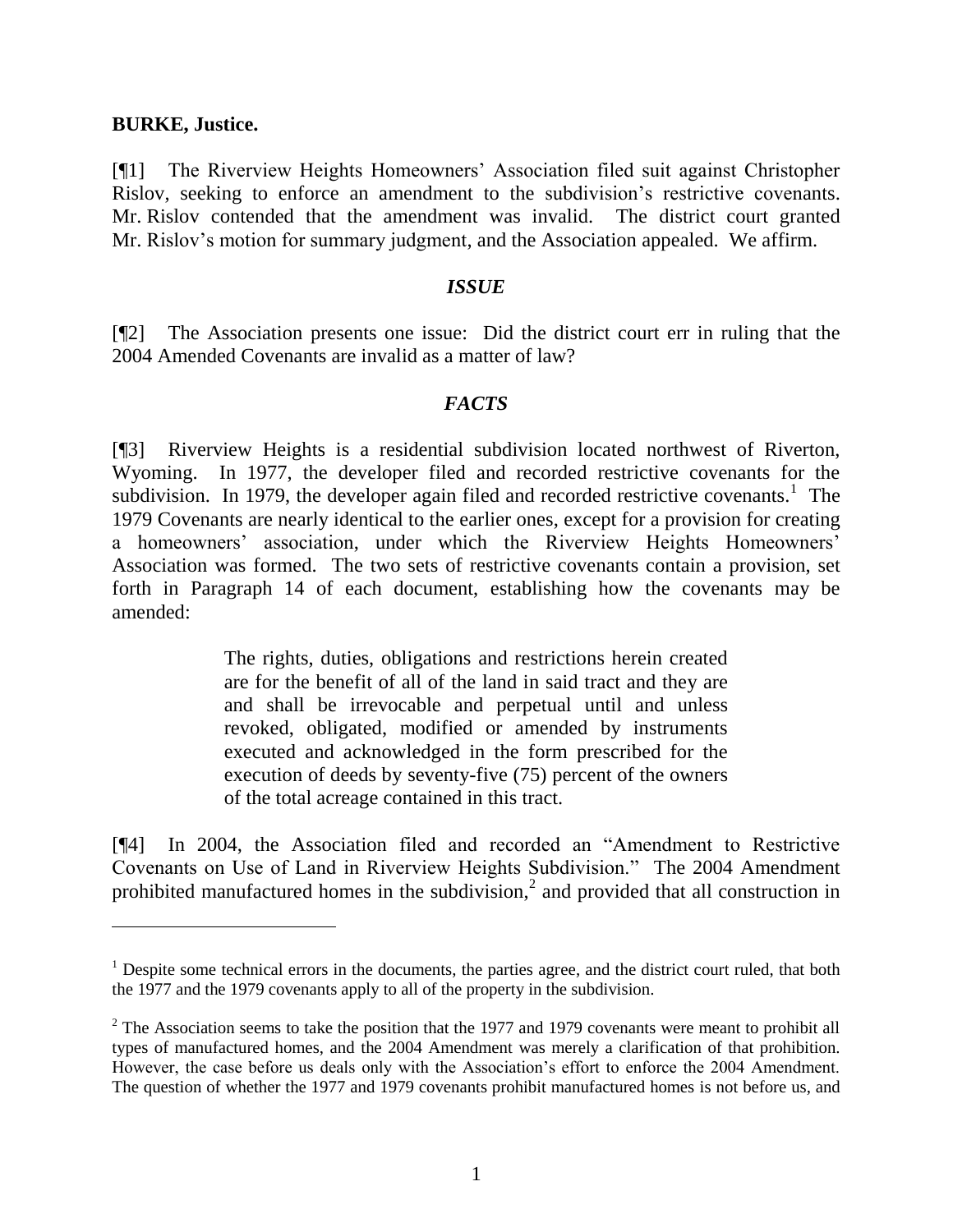**BURKE, Justice.**

[¶1] The Riverview Heights Homeowners' Association filed suit against Christopher Rislov, seeking to enforce an amendment to the subdivision's restrictive covenants. Mr. Rislov contended that the amendment was invalid. The district court granted Mr. Rislov's motion for summary judgment, and the Association appealed. We affirm.

### *ISSUE*

[¶2] The Association presents one issue: Did the district court err in ruling that the 2004 Amended Covenants are invalid as a matter of law?

### *FACTS*

[¶3] Riverview Heights is a residential subdivision located northwest of Riverton, Wyoming. In 1977, the developer filed and recorded restrictive covenants for the subdivision. In 1979, the developer again filed and recorded restrictive covenants.[1] The 1979 Covenants are nearly identical to the earlier ones, except for a provision for creating a homeowners' association, under which the Riverview Heights Homeowners' Association was formed. The two sets of restrictive covenants contain a provision, set forth in Paragraph 14 of each document, establishing how the covenants may be amended:

> The rights, duties, obligations and restrictions herein created are for the benefit of all of the land in said tract and they are and shall be irrevocable and perpetual until and unless revoked, obligated, modified or amended by instruments executed and acknowledged in the form prescribed for the execution of deeds by seventy-five (75) percent of the owners of the total acreage contained in this tract.

[¶4] In 2004, the Association filed and recorded an "Amendment to Restrictive Covenants on Use of Land in Riverview Heights Subdivision." The 2004 Amendment prohibited manufactured homes in the subdivision,[2] and provided that all construction in

---

[1] Despite some technical errors in the documents, the parties agree, and the district court ruled, that both the 1977 and the 1979 covenants apply to all of the property in the subdivision.

[2] The Association seems to take the position that the 1977 and 1979 covenants were meant to prohibit all types of manufactured homes, and the 2004 Amendment was merely a clarification of that prohibition. However, the case before us deals only with the Association's effort to enforce the 2004 Amendment. The question of whether the 1977 and 1979 covenants prohibit manufactured homes is not before us, and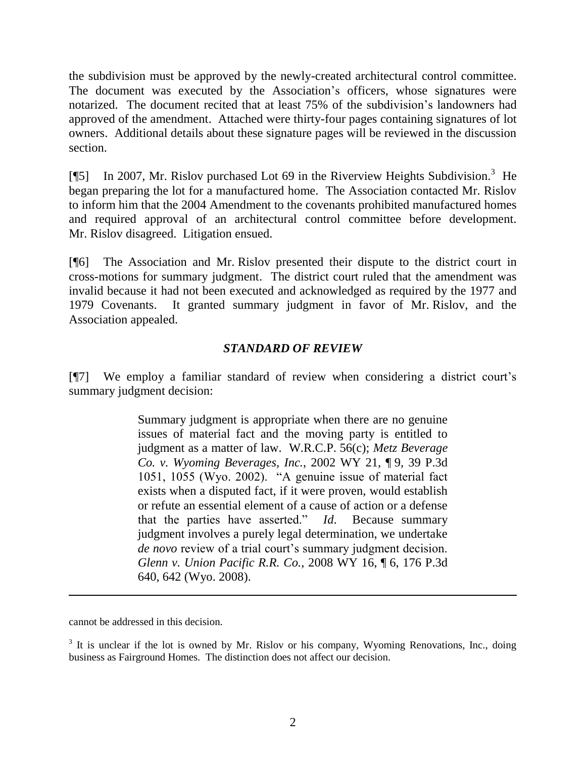the subdivision must be approved by the newly-created architectural control committee. The document was executed by the Association's officers, whose signatures were notarized. The document recited that at least 75% of the subdivision's landowners had approved of the amendment. Attached were thirty-four pages containing signatures of lot owners. Additional details about these signature pages will be reviewed in the discussion section.

[¶5] In 2007, Mr. Rislov purchased Lot 69 in the Riverview Heights Subdivision.[3] He began preparing the lot for a manufactured home. The Association contacted Mr. Rislov to inform him that the 2004 Amendment to the covenants prohibited manufactured homes and required approval of an architectural control committee before development. Mr. Rislov disagreed. Litigation ensued.

[¶6] The Association and Mr. Rislov presented their dispute to the district court in cross-motions for summary judgment. The district court ruled that the amendment was invalid because it had not been executed and acknowledged as required by the 1977 and 1979 Covenants. It granted summary judgment in favor of Mr. Rislov, and the Association appealed.

## *STANDARD OF REVIEW*

[¶7] We employ a familiar standard of review when considering a district court's summary judgment decision:

> Summary judgment is appropriate when there are no genuine issues of material fact and the moving party is entitled to judgment as a matter of law. W.R.C.P. 56(c); *Metz Beverage Co. v. Wyoming Beverages, Inc.*, 2002 WY 21, ¶ 9, 39 P.3d 1051, 1055 (Wyo. 2002). "A genuine issue of material fact exists when a disputed fact, if it were proven, would establish or refute an essential element of a cause of action or a defense that the parties have asserted." *Id.* Because summary judgment involves a purely legal determination, we undertake *de novo* review of a trial court's summary judgment decision. *Glenn v. Union Pacific R.R. Co.*, 2008 WY 16, ¶ 6, 176 P.3d 640, 642 (Wyo. 2008).

---

cannot be addressed in this decision.

[3] It is unclear if the lot is owned by Mr. Rislov or his company, Wyoming Renovations, Inc., doing business as Fairground Homes. The distinction does not affect our decision.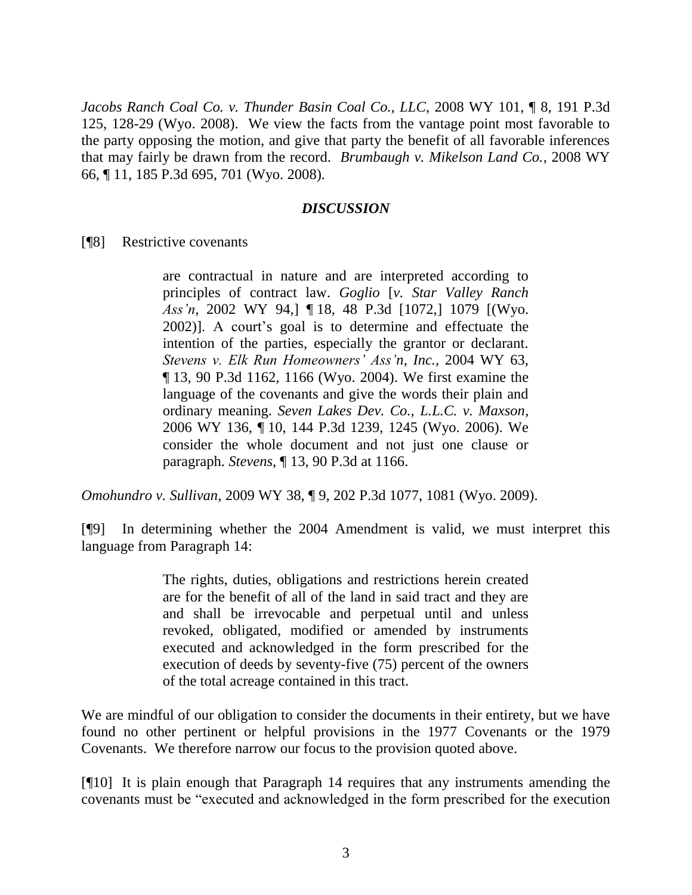*Jacobs Ranch Coal Co. v. Thunder Basin Coal Co., LLC*, 2008 WY 101, ¶ 8, 191 P.3d 125, 128-29 (Wyo. 2008). We view the facts from the vantage point most favorable to the party opposing the motion, and give that party the benefit of all favorable inferences that may fairly be drawn from the record. *Brumbaugh v. Mikelson Land Co.*, 2008 WY 66, ¶ 11, 185 P.3d 695, 701 (Wyo. 2008).

### *DISCUSSION*

[¶8] Restrictive covenants

> are contractual in nature and are interpreted according to principles of contract law. *Goglio* [*v. Star Valley Ranch Ass'n*, 2002 WY 94,] ¶ 18, 48 P.3d [1072,] 1079 [(Wyo. 2002)]. A court's goal is to determine and effectuate the intention of the parties, especially the grantor or declarant. *Stevens v. Elk Run Homeowners' Ass'n, Inc.*, 2004 WY 63, ¶ 13, 90 P.3d 1162, 1166 (Wyo. 2004). We first examine the language of the covenants and give the words their plain and ordinary meaning. *Seven Lakes Dev. Co., L.L.C. v. Maxson*, 2006 WY 136, ¶ 10, 144 P.3d 1239, 1245 (Wyo. 2006). We consider the whole document and not just one clause or paragraph. *Stevens*, ¶ 13, 90 P.3d at 1166.

*Omohundro v. Sullivan*, 2009 WY 38, ¶ 9, 202 P.3d 1077, 1081 (Wyo. 2009).

[¶9] In determining whether the 2004 Amendment is valid, we must interpret this language from Paragraph 14:

> The rights, duties, obligations and restrictions herein created are for the benefit of all of the land in said tract and they are and shall be irrevocable and perpetual until and unless revoked, obligated, modified or amended by instruments executed and acknowledged in the form prescribed for the execution of deeds by seventy-five (75) percent of the owners of the total acreage contained in this tract.

We are mindful of our obligation to consider the documents in their entirety, but we have found no other pertinent or helpful provisions in the 1977 Covenants or the 1979 Covenants. We therefore narrow our focus to the provision quoted above.

[¶10] It is plain enough that Paragraph 14 requires that any instruments amending the covenants must be "executed and acknowledged in the form prescribed for the execution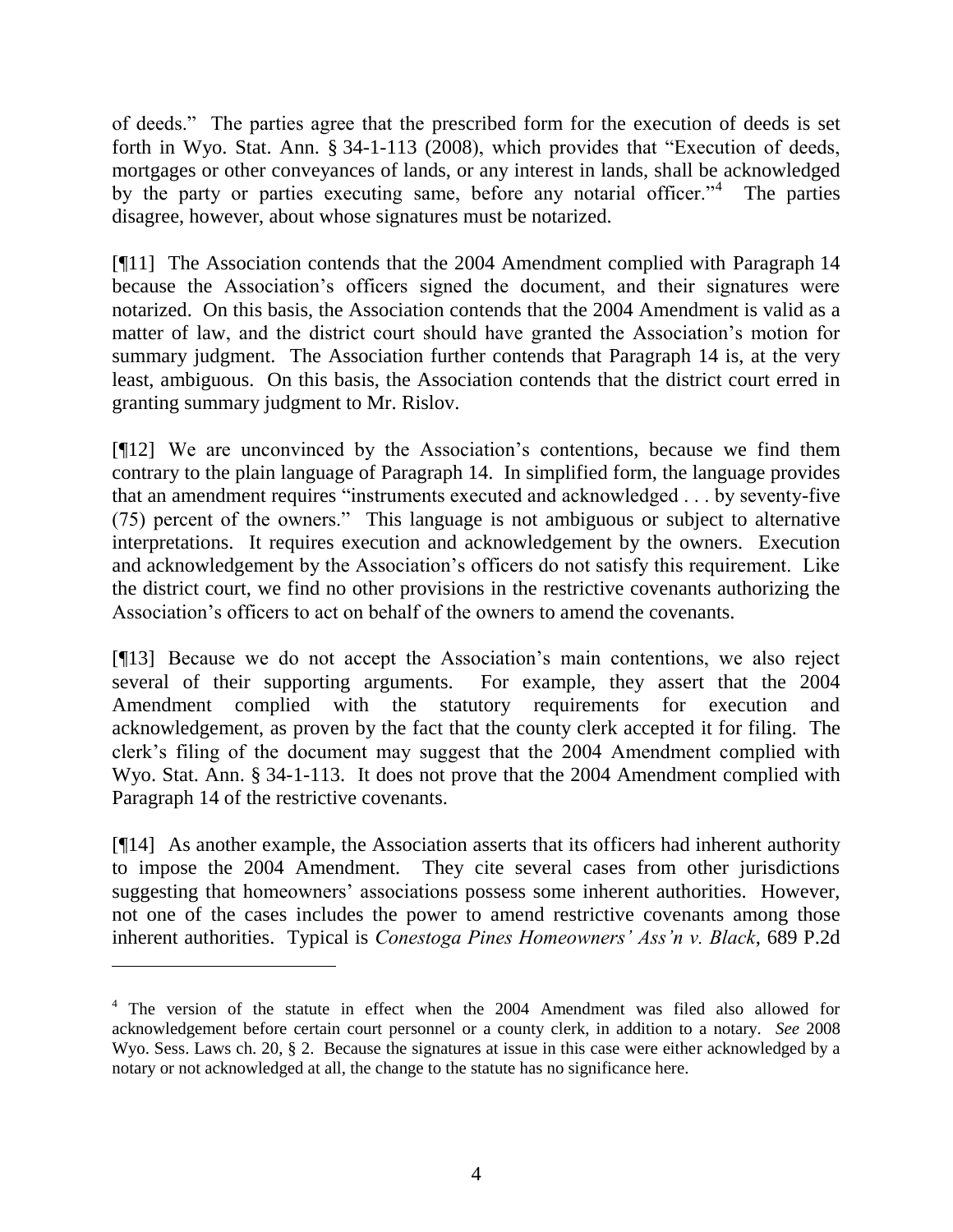of deeds." The parties agree that the prescribed form for the execution of deeds is set forth in Wyo. Stat. Ann. § 34-1-113 (2008), which provides that "Execution of deeds, mortgages or other conveyances of lands, or any interest in lands, shall be acknowledged by the party or parties executing same, before any notarial officer."[4] The parties disagree, however, about whose signatures must be notarized.

[¶11] The Association contends that the 2004 Amendment complied with Paragraph 14 because the Association's officers signed the document, and their signatures were notarized. On this basis, the Association contends that the 2004 Amendment is valid as a matter of law, and the district court should have granted the Association's motion for summary judgment. The Association further contends that Paragraph 14 is, at the very least, ambiguous. On this basis, the Association contends that the district court erred in granting summary judgment to Mr. Rislov.

[¶12] We are unconvinced by the Association's contentions, because we find them contrary to the plain language of Paragraph 14. In simplified form, the language provides that an amendment requires "instruments executed and acknowledged . . . by seventy-five (75) percent of the owners." This language is not ambiguous or subject to alternative interpretations. It requires execution and acknowledgement by the owners. Execution and acknowledgement by the Association's officers do not satisfy this requirement. Like the district court, we find no other provisions in the restrictive covenants authorizing the Association's officers to act on behalf of the owners to amend the covenants.

[¶13] Because we do not accept the Association's main contentions, we also reject several of their supporting arguments. For example, they assert that the 2004 Amendment complied with the statutory requirements for execution and acknowledgement, as proven by the fact that the county clerk accepted it for filing. The clerk's filing of the document may suggest that the 2004 Amendment complied with Wyo. Stat. Ann. § 34-1-113. It does not prove that the 2004 Amendment complied with Paragraph 14 of the restrictive covenants.

[¶14] As another example, the Association asserts that its officers had inherent authority to impose the 2004 Amendment. They cite several cases from other jurisdictions suggesting that homeowners' associations possess some inherent authorities. However, not one of the cases includes the power to amend restrictive covenants among those inherent authorities. Typical is *Conestoga Pines Homeowners' Ass'n v. Black*, 689 P.2d

---

[4] The version of the statute in effect when the 2004 Amendment was filed also allowed for acknowledgement before certain court personnel or a county clerk, in addition to a notary. *See* 2008 Wyo. Sess. Laws ch. 20, § 2. Because the signatures at issue in this case were either acknowledged by a notary or not acknowledged at all, the change to the statute has no significance here.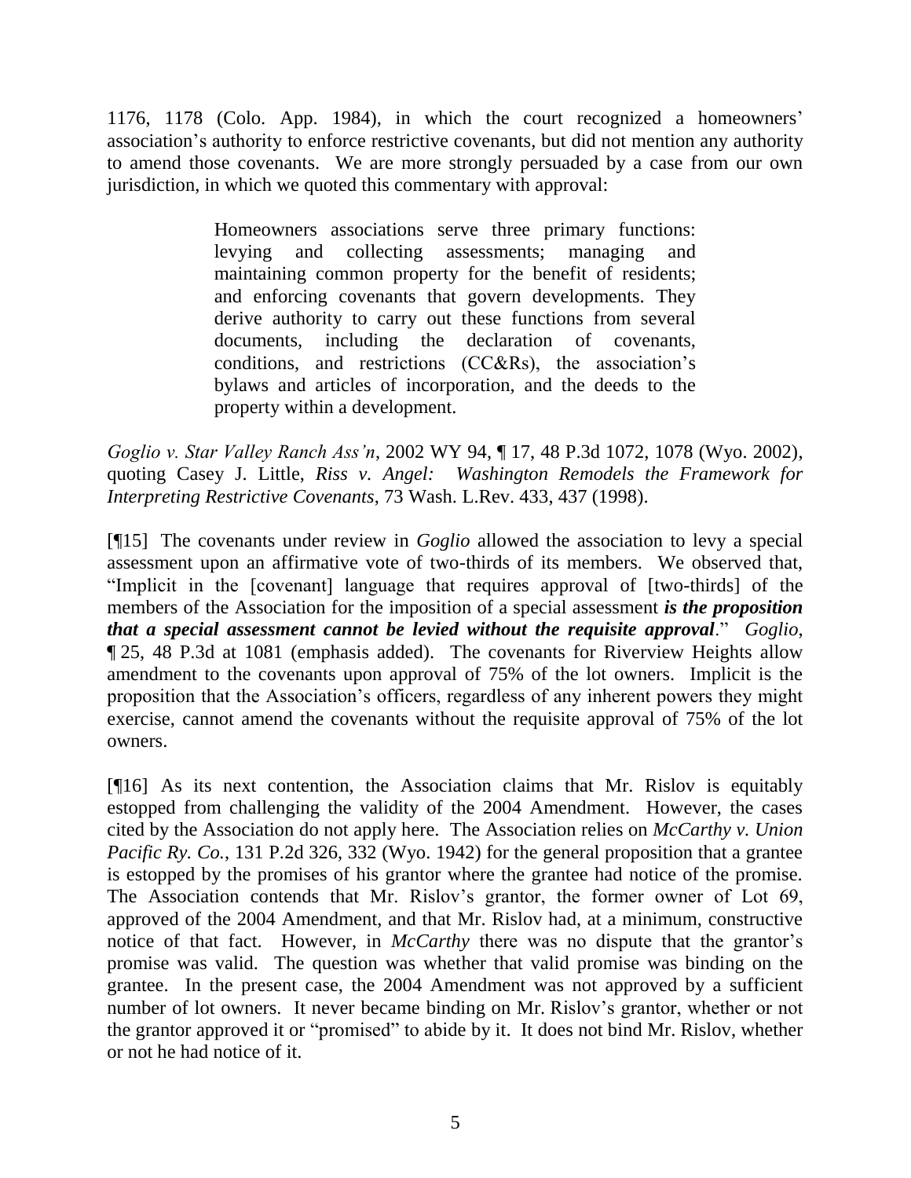1176, 1178 (Colo. App. 1984), in which the court recognized a homeowners' association's authority to enforce restrictive covenants, but did not mention any authority to amend those covenants. We are more strongly persuaded by a case from our own jurisdiction, in which we quoted this commentary with approval:

> Homeowners associations serve three primary functions: levying and collecting assessments; managing and maintaining common property for the benefit of residents; and enforcing covenants that govern developments. They derive authority to carry out these functions from several documents, including the declaration of covenants, conditions, and restrictions (CC&Rs), the association's bylaws and articles of incorporation, and the deeds to the property within a development.

*Goglio v. Star Valley Ranch Ass'n*, 2002 WY 94, ¶ 17, 48 P.3d 1072, 1078 (Wyo. 2002), quoting Casey J. Little, *Riss v. Angel: Washington Remodels the Framework for Interpreting Restrictive Covenants*, 73 Wash. L.Rev. 433, 437 (1998).

[¶15] The covenants under review in *Goglio* allowed the association to levy a special assessment upon an affirmative vote of two-thirds of its members. We observed that, "Implicit in the [covenant] language that requires approval of [two-thirds] of the members of the Association for the imposition of a special assessment ***is the proposition that a special assessment cannot be levied without the requisite approval***." *Goglio*, ¶ 25, 48 P.3d at 1081 (emphasis added). The covenants for Riverview Heights allow amendment to the covenants upon approval of 75% of the lot owners. Implicit is the proposition that the Association's officers, regardless of any inherent powers they might exercise, cannot amend the covenants without the requisite approval of 75% of the lot owners.

[¶16] As its next contention, the Association claims that Mr. Rislov is equitably estopped from challenging the validity of the 2004 Amendment. However, the cases cited by the Association do not apply here. The Association relies on *McCarthy v. Union Pacific Ry. Co.*, 131 P.2d 326, 332 (Wyo. 1942) for the general proposition that a grantee is estopped by the promises of his grantor where the grantee had notice of the promise. The Association contends that Mr. Rislov's grantor, the former owner of Lot 69, approved of the 2004 Amendment, and that Mr. Rislov had, at a minimum, constructive notice of that fact. However, in *McCarthy* there was no dispute that the grantor's promise was valid. The question was whether that valid promise was binding on the grantee. In the present case, the 2004 Amendment was not approved by a sufficient number of lot owners. It never became binding on Mr. Rislov's grantor, whether or not the grantor approved it or "promised" to abide by it. It does not bind Mr. Rislov, whether or not he had notice of it.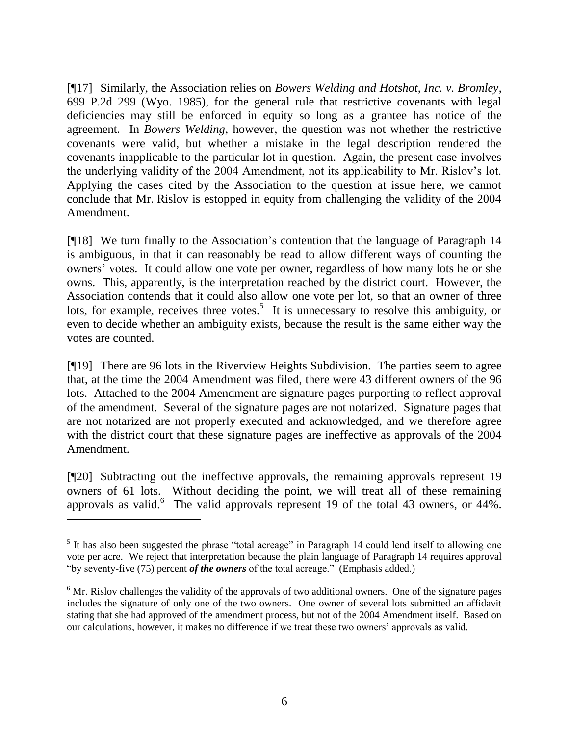[¶17] Similarly, the Association relies on *Bowers Welding and Hotshot, Inc. v. Bromley*, 699 P.2d 299 (Wyo. 1985), for the general rule that restrictive covenants with legal deficiencies may still be enforced in equity so long as a grantee has notice of the agreement. In *Bowers Welding*, however, the question was not whether the restrictive covenants were valid, but whether a mistake in the legal description rendered the covenants inapplicable to the particular lot in question. Again, the present case involves the underlying validity of the 2004 Amendment, not its applicability to Mr. Rislov's lot. Applying the cases cited by the Association to the question at issue here, we cannot conclude that Mr. Rislov is estopped in equity from challenging the validity of the 2004 Amendment.

[¶18] We turn finally to the Association's contention that the language of Paragraph 14 is ambiguous, in that it can reasonably be read to allow different ways of counting the owners' votes. It could allow one vote per owner, regardless of how many lots he or she owns. This, apparently, is the interpretation reached by the district court. However, the Association contends that it could also allow one vote per lot, so that an owner of three lots, for example, receives three votes.[5] It is unnecessary to resolve this ambiguity, or even to decide whether an ambiguity exists, because the result is the same either way the votes are counted.

[¶19] There are 96 lots in the Riverview Heights Subdivision. The parties seem to agree that, at the time the 2004 Amendment was filed, there were 43 different owners of the 96 lots. Attached to the 2004 Amendment are signature pages purporting to reflect approval of the amendment. Several of the signature pages are not notarized. Signature pages that are not notarized are not properly executed and acknowledged, and we therefore agree with the district court that these signature pages are ineffective as approvals of the 2004 Amendment.

[¶20] Subtracting out the ineffective approvals, the remaining approvals represent 19 owners of 61 lots. Without deciding the point, we will treat all of these remaining approvals as valid.[6] The valid approvals represent 19 of the total 43 owners, or 44%.

---

[5] It has also been suggested the phrase "total acreage" in Paragraph 14 could lend itself to allowing one vote per acre. We reject that interpretation because the plain language of Paragraph 14 requires approval "by seventy-five (75) percent ***of the owners*** of the total acreage." (Emphasis added.)

[6] Mr. Rislov challenges the validity of the approvals of two additional owners. One of the signature pages includes the signature of only one of the two owners. One owner of several lots submitted an affidavit stating that she had approved of the amendment process, but not of the 2004 Amendment itself. Based on our calculations, however, it makes no difference if we treat these two owners' approvals as valid.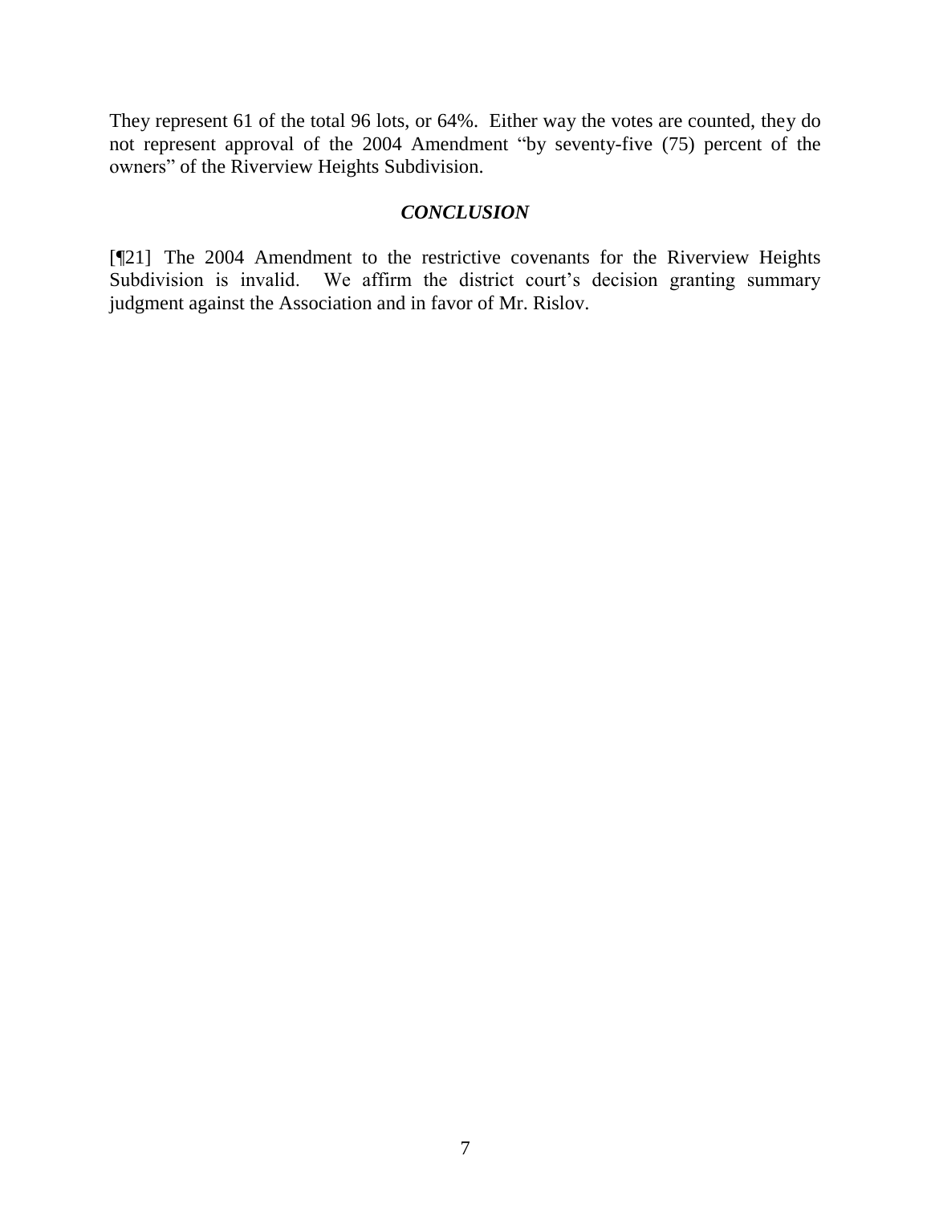They represent 61 of the total 96 lots, or 64%. Either way the votes are counted, they do not represent approval of the 2004 Amendment "by seventy-five (75) percent of the owners" of the Riverview Heights Subdivision.

## *CONCLUSION*

[¶21] The 2004 Amendment to the restrictive covenants for the Riverview Heights Subdivision is invalid. We affirm the district court's decision granting summary judgment against the Association and in favor of Mr. Rislov.